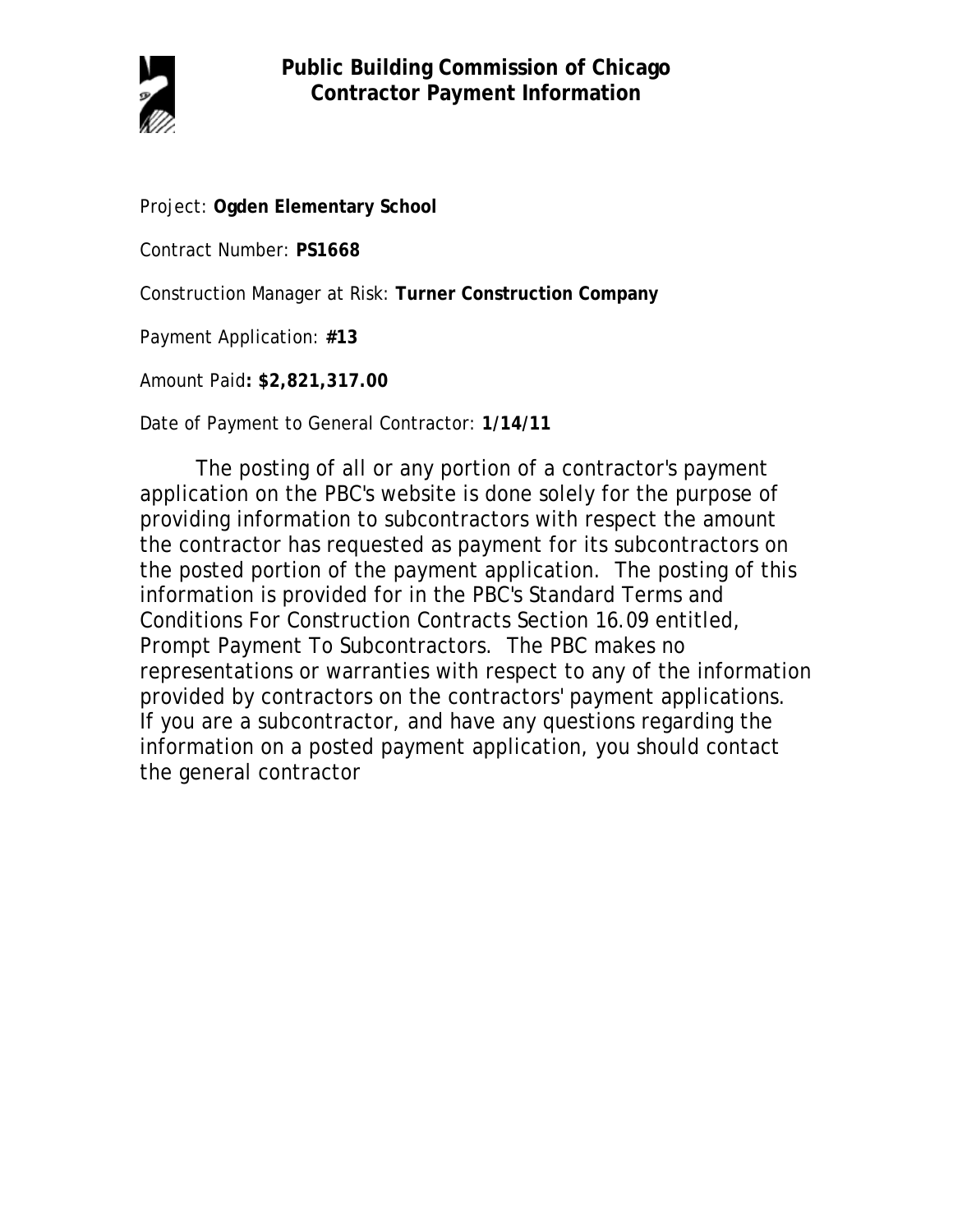# Public Building Commission of Chicago
## Contractor Payment Information

Project: **Ogden Elementary School**

Contract Number: **PS1668**

Construction Manager at Risk: **Turner Construction Company**

Payment Application: **#13**

Amount Paid**: $2,821,317.00**

Date of Payment to General Contractor: **1/14/11**

The posting of all or any portion of a contractor's payment application on the PBC's website is done solely for the purpose of providing information to subcontractors with respect the amount the contractor has requested as payment for its subcontractors on the posted portion of the payment application. The posting of this information is provided for in the PBC's Standard Terms and Conditions For Construction Contracts Section 16.09 entitled, Prompt Payment To Subcontractors. The PBC makes no representations or warranties with respect to any of the information provided by contractors on the contractors' payment applications. If you are a subcontractor, and have any questions regarding the information on a posted payment application, you should contact the general contractor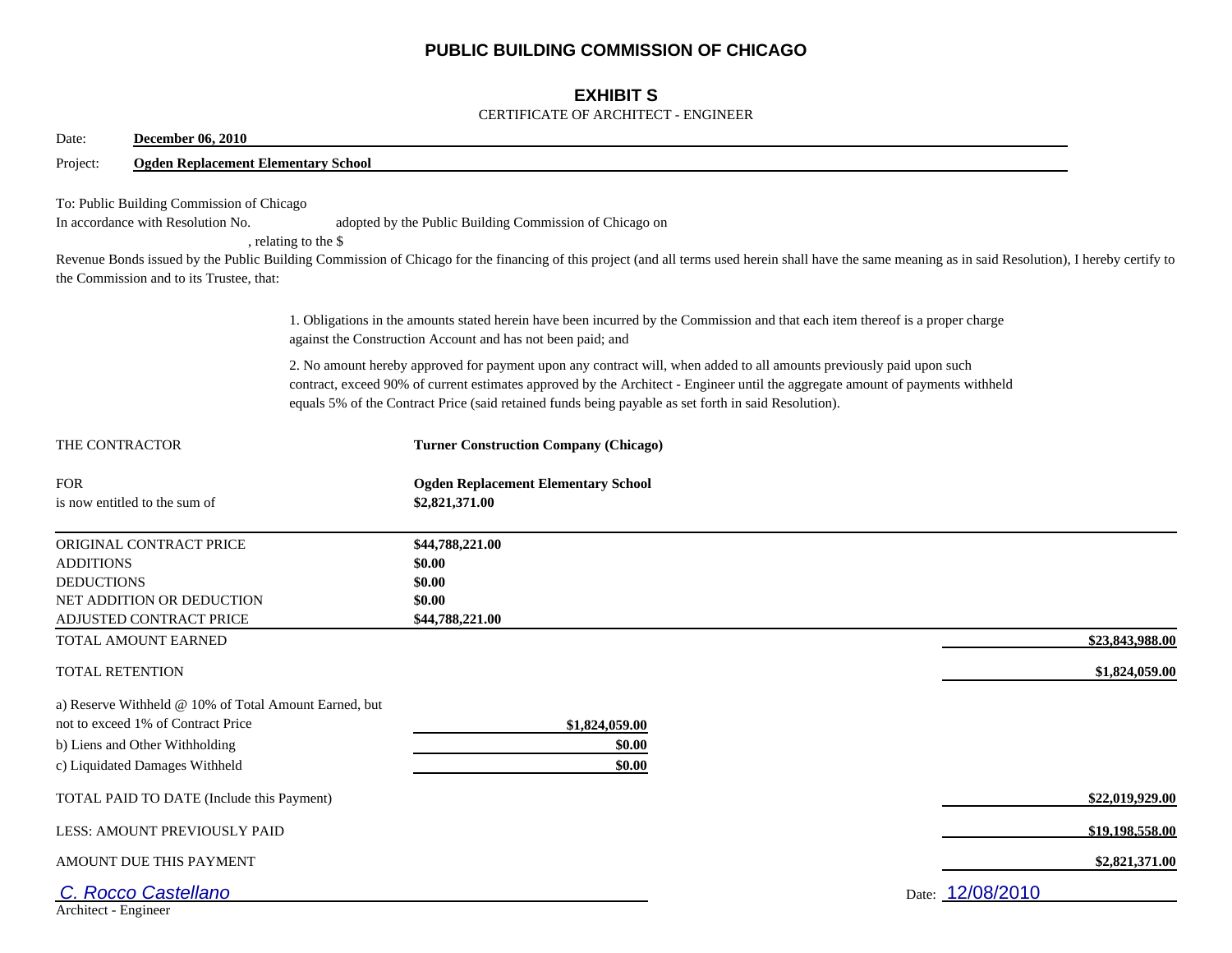# PUBLIC BUILDING COMMISSION OF CHICAGO

## EXHIBIT S

CERTIFICATE OF ARCHITECT - ENGINEER

Date: **December 06, 2010**

Project: **Ogden Replacement Elementary School**

To: Public Building Commission of Chicago

In accordance with Resolution No. adopted by the Public Building Commission of Chicago on , relating to the $ Revenue Bonds issued by the Public Building Commission of Chicago for the financing of this project (and all terms used herein shall have the same meaning as in said Resolution), I hereby certify to the Commission and to its Trustee, that:

1. Obligations in the amounts stated herein have been incurred by the Commission and that each item thereof is a proper charge against the Construction Account and has not been paid; and

2. No amount hereby approved for payment upon any contract will, when added to all amounts previously paid upon such contract, exceed 90% of current estimates approved by the Architect - Engineer until the aggregate amount of payments withheld equals 5% of the Contract Price (said retained funds being payable as set forth in said Resolution).

THE CONTRACTOR **Turner Construction Company (Chicago)**

FOR **Ogden Replacement Elementary School**

is now entitled to the sum of **$2,821,371.00**

| | | |
|---|---|---|
| ORIGINAL CONTRACT PRICE | **$44,788,221.00** | |
| ADDITIONS | **$0.00** | |
| DEDUCTIONS | **$0.00** | |
| NET ADDITION OR DEDUCTION | **$0.00** | |
| ADJUSTED CONTRACT PRICE | **$44,788,221.00** | |
| TOTAL AMOUNT EARNED | | **$23,843,988.00** |
| TOTAL RETENTION | | **$1,824,059.00** |
| a) Reserve Withheld @ 10% of Total Amount Earned, but not to exceed 1% of Contract Price | **$1,824,059.00** | |
| b) Liens and Other Withholding | **$0.00** | |
| c) Liquidated Damages Withheld | **$0.00** | |
| TOTAL PAID TO DATE (Include this Payment) | | **$22,019,929.00** |
| LESS: AMOUNT PREVIOUSLY PAID | | **$19,198,558.00** |
| AMOUNT DUE THIS PAYMENT | | **$2,821,371.00** |

C. Rocco Castellano
Architect - Engineer

Date: 12/08/2010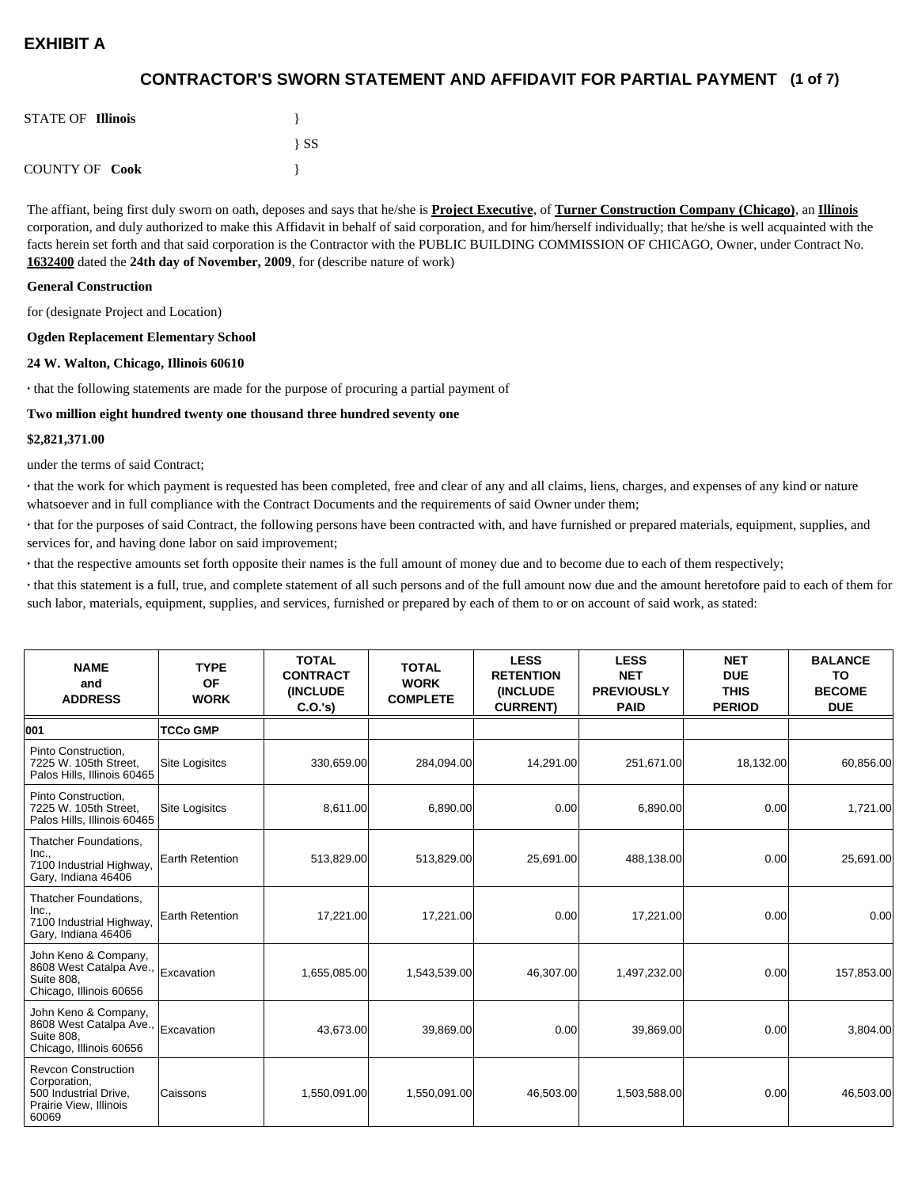**EXHIBIT A**

## CONTRACTOR'S SWORN STATEMENT AND AFFIDAVIT FOR PARTIAL PAYMENT (1 of 7)

STATE OF **Illinois** }
} SS
COUNTY OF **Cook** }

The affiant, being first duly sworn on oath, deposes and says that he/she is **Project Executive**, of **Turner Construction Company (Chicago)**, an **Illinois** corporation, and duly authorized to make this Affidavit in behalf of said corporation, and for him/herself individually; that he/she is well acquainted with the facts herein set forth and that said corporation is the Contractor with the PUBLIC BUILDING COMMISSION OF CHICAGO, Owner, under Contract No. **1632400** dated the **24th day of November, 2009**, for (describe nature of work)

**General Construction**

for (designate Project and Location)

**Ogden Replacement Elementary School**

**24 W. Walton, Chicago, Illinois 60610**

· that the following statements are made for the purpose of procuring a partial payment of

**Two million eight hundred twenty one thousand three hundred seventy one**

**$2,821,371.00**

under the terms of said Contract;

· that the work for which payment is requested has been completed, free and clear of any and all claims, liens, charges, and expenses of any kind or nature whatsoever and in full compliance with the Contract Documents and the requirements of said Owner under them;

· that for the purposes of said Contract, the following persons have been contracted with, and have furnished or prepared materials, equipment, supplies, and services for, and having done labor on said improvement;

· that the respective amounts set forth opposite their names is the full amount of money due and to become due to each of them respectively;

· that this statement is a full, true, and complete statement of all such persons and of the full amount now due and the amount heretofore paid to each of them for such labor, materials, equipment, supplies, and services, furnished or prepared by each of them to or on account of said work, as stated:

| NAME and ADDRESS | TYPE OF WORK | TOTAL CONTRACT (INCLUDE C.O.'s) | TOTAL WORK COMPLETE | LESS RETENTION (INCLUDE CURRENT) | LESS NET PREVIOUSLY PAID | NET DUE THIS PERIOD | BALANCE TO BECOME DUE |
|---|---|---|---|---|---|---|---|
| **001** | **TCCo GMP** | | | | | | |
| Pinto Construction, 7225 W. 105th Street, Palos Hills, Illinois 60465 | Site Logisitcs | 330,659.00 | 284,094.00 | 14,291.00 | 251,671.00 | 18,132.00 | 60,856.00 |
| Pinto Construction, 7225 W. 105th Street, Palos Hills, Illinois 60465 | Site Logisitcs | 8,611.00 | 6,890.00 | 0.00 | 6,890.00 | 0.00 | 1,721.00 |
| Thatcher Foundations, Inc., 7100 Industrial Highway, Gary, Indiana 46406 | Earth Retention | 513,829.00 | 513,829.00 | 25,691.00 | 488,138.00 | 0.00 | 25,691.00 |
| Thatcher Foundations, Inc., 7100 Industrial Highway, Gary, Indiana 46406 | Earth Retention | 17,221.00 | 17,221.00 | 0.00 | 17,221.00 | 0.00 | 0.00 |
| John Keno & Company, 8608 West Catalpa Ave., Suite 808, Chicago, Illinois 60656 | Excavation | 1,655,085.00 | 1,543,539.00 | 46,307.00 | 1,497,232.00 | 0.00 | 157,853.00 |
| John Keno & Company, 8608 West Catalpa Ave., Suite 808, Chicago, Illinois 60656 | Excavation | 43,673.00 | 39,869.00 | 0.00 | 39,869.00 | 0.00 | 3,804.00 |
| Revcon Construction Corporation, 500 Industrial Drive, Prairie View, Illinois 60069 | Caissons | 1,550,091.00 | 1,550,091.00 | 46,503.00 | 1,503,588.00 | 0.00 | 46,503.00 |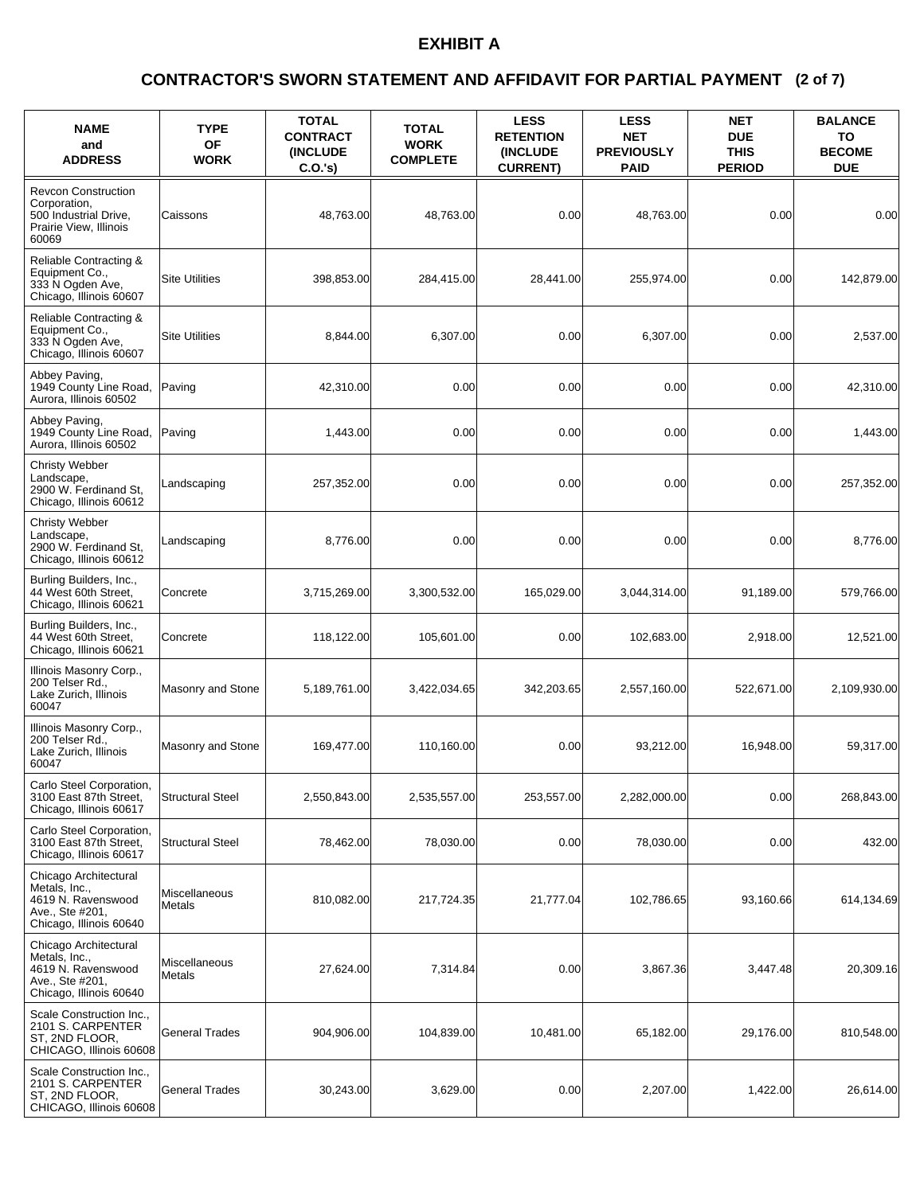# EXHIBIT A

## CONTRACTOR'S SWORN STATEMENT AND AFFIDAVIT FOR PARTIAL PAYMENT (2 of 7)

| NAME and ADDRESS | TYPE OF WORK | TOTAL CONTRACT (INCLUDE C.O.'s) | TOTAL WORK COMPLETE | LESS RETENTION (INCLUDE CURRENT) | LESS NET PREVIOUSLY PAID | NET DUE THIS PERIOD | BALANCE TO BECOME DUE |
|---|---|---|---|---|---|---|---|
| Revcon Construction Corporation, 500 Industrial Drive, Prairie View, Illinois 60069 | Caissons | 48,763.00 | 48,763.00 | 0.00 | 48,763.00 | 0.00 | 0.00 |
| Reliable Contracting & Equipment Co., 333 N Ogden Ave, Chicago, Illinois 60607 | Site Utilities | 398,853.00 | 284,415.00 | 28,441.00 | 255,974.00 | 0.00 | 142,879.00 |
| Reliable Contracting & Equipment Co., 333 N Ogden Ave, Chicago, Illinois 60607 | Site Utilities | 8,844.00 | 6,307.00 | 0.00 | 6,307.00 | 0.00 | 2,537.00 |
| Abbey Paving, 1949 County Line Road, Aurora, Illinois 60502 | Paving | 42,310.00 | 0.00 | 0.00 | 0.00 | 0.00 | 42,310.00 |
| Abbey Paving, 1949 County Line Road, Aurora, Illinois 60502 | Paving | 1,443.00 | 0.00 | 0.00 | 0.00 | 0.00 | 1,443.00 |
| Christy Webber Landscape, 2900 W. Ferdinand St, Chicago, Illinois 60612 | Landscaping | 257,352.00 | 0.00 | 0.00 | 0.00 | 0.00 | 257,352.00 |
| Christy Webber Landscape, 2900 W. Ferdinand St, Chicago, Illinois 60612 | Landscaping | 8,776.00 | 0.00 | 0.00 | 0.00 | 0.00 | 8,776.00 |
| Burling Builders, Inc., 44 West 60th Street, Chicago, Illinois 60621 | Concrete | 3,715,269.00 | 3,300,532.00 | 165,029.00 | 3,044,314.00 | 91,189.00 | 579,766.00 |
| Burling Builders, Inc., 44 West 60th Street, Chicago, Illinois 60621 | Concrete | 118,122.00 | 105,601.00 | 0.00 | 102,683.00 | 2,918.00 | 12,521.00 |
| Illinois Masonry Corp., 200 Telser Rd., Lake Zurich, Illinois 60047 | Masonry and Stone | 5,189,761.00 | 3,422,034.65 | 342,203.65 | 2,557,160.00 | 522,671.00 | 2,109,930.00 |
| Illinois Masonry Corp., 200 Telser Rd., Lake Zurich, Illinois 60047 | Masonry and Stone | 169,477.00 | 110,160.00 | 0.00 | 93,212.00 | 16,948.00 | 59,317.00 |
| Carlo Steel Corporation, 3100 East 87th Street, Chicago, Illinois 60617 | Structural Steel | 2,550,843.00 | 2,535,557.00 | 253,557.00 | 2,282,000.00 | 0.00 | 268,843.00 |
| Carlo Steel Corporation, 3100 East 87th Street, Chicago, Illinois 60617 | Structural Steel | 78,462.00 | 78,030.00 | 0.00 | 78,030.00 | 0.00 | 432.00 |
| Chicago Architectural Metals, Inc., 4619 N. Ravenswood Ave., Ste #201, Chicago, Illinois 60640 | Miscellaneous Metals | 810,082.00 | 217,724.35 | 21,777.04 | 102,786.65 | 93,160.66 | 614,134.69 |
| Chicago Architectural Metals, Inc., 4619 N. Ravenswood Ave., Ste #201, Chicago, Illinois 60640 | Miscellaneous Metals | 27,624.00 | 7,314.84 | 0.00 | 3,867.36 | 3,447.48 | 20,309.16 |
| Scale Construction Inc., 2101 S. CARPENTER ST, 2ND FLOOR, CHICAGO, Illinois 60608 | General Trades | 904,906.00 | 104,839.00 | 10,481.00 | 65,182.00 | 29,176.00 | 810,548.00 |
| Scale Construction Inc., 2101 S. CARPENTER ST, 2ND FLOOR, CHICAGO, Illinois 60608 | General Trades | 30,243.00 | 3,629.00 | 0.00 | 2,207.00 | 1,422.00 | 26,614.00 |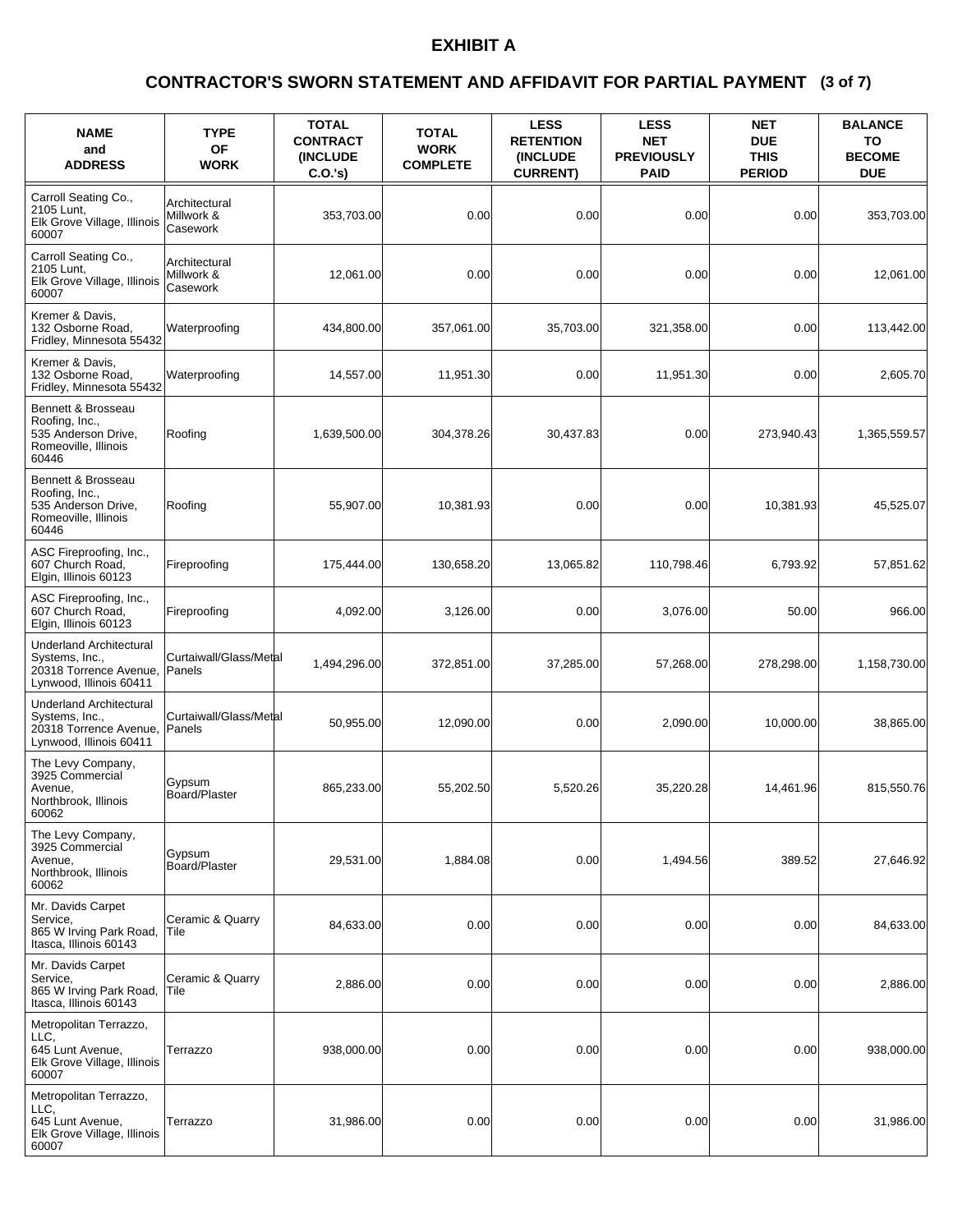# EXHIBIT A

## CONTRACTOR'S SWORN STATEMENT AND AFFIDAVIT FOR PARTIAL PAYMENT (3 of 7)

| NAME and ADDRESS | TYPE OF WORK | TOTAL CONTRACT (INCLUDE C.O.'s) | TOTAL WORK COMPLETE | LESS RETENTION (INCLUDE CURRENT) | LESS NET PREVIOUSLY PAID | NET DUE THIS PERIOD | BALANCE TO BECOME DUE |
|---|---|---|---|---|---|---|---|
| Carroll Seating Co., 2105 Lunt, Elk Grove Village, Illinois 60007 | Architectural Millwork & Casework | 353,703.00 | 0.00 | 0.00 | 0.00 | 0.00 | 353,703.00 |
| Carroll Seating Co., 2105 Lunt, Elk Grove Village, Illinois 60007 | Architectural Millwork & Casework | 12,061.00 | 0.00 | 0.00 | 0.00 | 0.00 | 12,061.00 |
| Kremer & Davis, 132 Osborne Road, Fridley, Minnesota 55432 | Waterproofing | 434,800.00 | 357,061.00 | 35,703.00 | 321,358.00 | 0.00 | 113,442.00 |
| Kremer & Davis, 132 Osborne Road, Fridley, Minnesota 55432 | Waterproofing | 14,557.00 | 11,951.30 | 0.00 | 11,951.30 | 0.00 | 2,605.70 |
| Bennett & Brosseau Roofing, Inc., 535 Anderson Drive, Romeoville, Illinois 60446 | Roofing | 1,639,500.00 | 304,378.26 | 30,437.83 | 0.00 | 273,940.43 | 1,365,559.57 |
| Bennett & Brosseau Roofing, Inc., 535 Anderson Drive, Romeoville, Illinois 60446 | Roofing | 55,907.00 | 10,381.93 | 0.00 | 0.00 | 10,381.93 | 45,525.07 |
| ASC Fireproofing, Inc., 607 Church Road, Elgin, Illinois 60123 | Fireproofing | 175,444.00 | 130,658.20 | 13,065.82 | 110,798.46 | 6,793.92 | 57,851.62 |
| ASC Fireproofing, Inc., 607 Church Road, Elgin, Illinois 60123 | Fireproofing | 4,092.00 | 3,126.00 | 0.00 | 3,076.00 | 50.00 | 966.00 |
| Underland Architectural Systems, Inc., 20318 Torrence Avenue, Lynwood, Illinois 60411 | Curtaiwall/Glass/Metal Panels | 1,494,296.00 | 372,851.00 | 37,285.00 | 57,268.00 | 278,298.00 | 1,158,730.00 |
| Underland Architectural Systems, Inc., 20318 Torrence Avenue, Lynwood, Illinois 60411 | Curtaiwall/Glass/Metal Panels | 50,955.00 | 12,090.00 | 0.00 | 2,090.00 | 10,000.00 | 38,865.00 |
| The Levy Company, 3925 Commercial Avenue, Northbrook, Illinois 60062 | Gypsum Board/Plaster | 865,233.00 | 55,202.50 | 5,520.26 | 35,220.28 | 14,461.96 | 815,550.76 |
| The Levy Company, 3925 Commercial Avenue, Northbrook, Illinois 60062 | Gypsum Board/Plaster | 29,531.00 | 1,884.08 | 0.00 | 1,494.56 | 389.52 | 27,646.92 |
| Mr. Davids Carpet Service, 865 W Irving Park Road, Itasca, Illinois 60143 | Ceramic & Quarry Tile | 84,633.00 | 0.00 | 0.00 | 0.00 | 0.00 | 84,633.00 |
| Mr. Davids Carpet Service, 865 W Irving Park Road, Itasca, Illinois 60143 | Ceramic & Quarry Tile | 2,886.00 | 0.00 | 0.00 | 0.00 | 0.00 | 2,886.00 |
| Metropolitan Terrazzo, LLC, 645 Lunt Avenue, Elk Grove Village, Illinois 60007 | Terrazzo | 938,000.00 | 0.00 | 0.00 | 0.00 | 0.00 | 938,000.00 |
| Metropolitan Terrazzo, LLC, 645 Lunt Avenue, Elk Grove Village, Illinois 60007 | Terrazzo | 31,986.00 | 0.00 | 0.00 | 0.00 | 0.00 | 31,986.00 |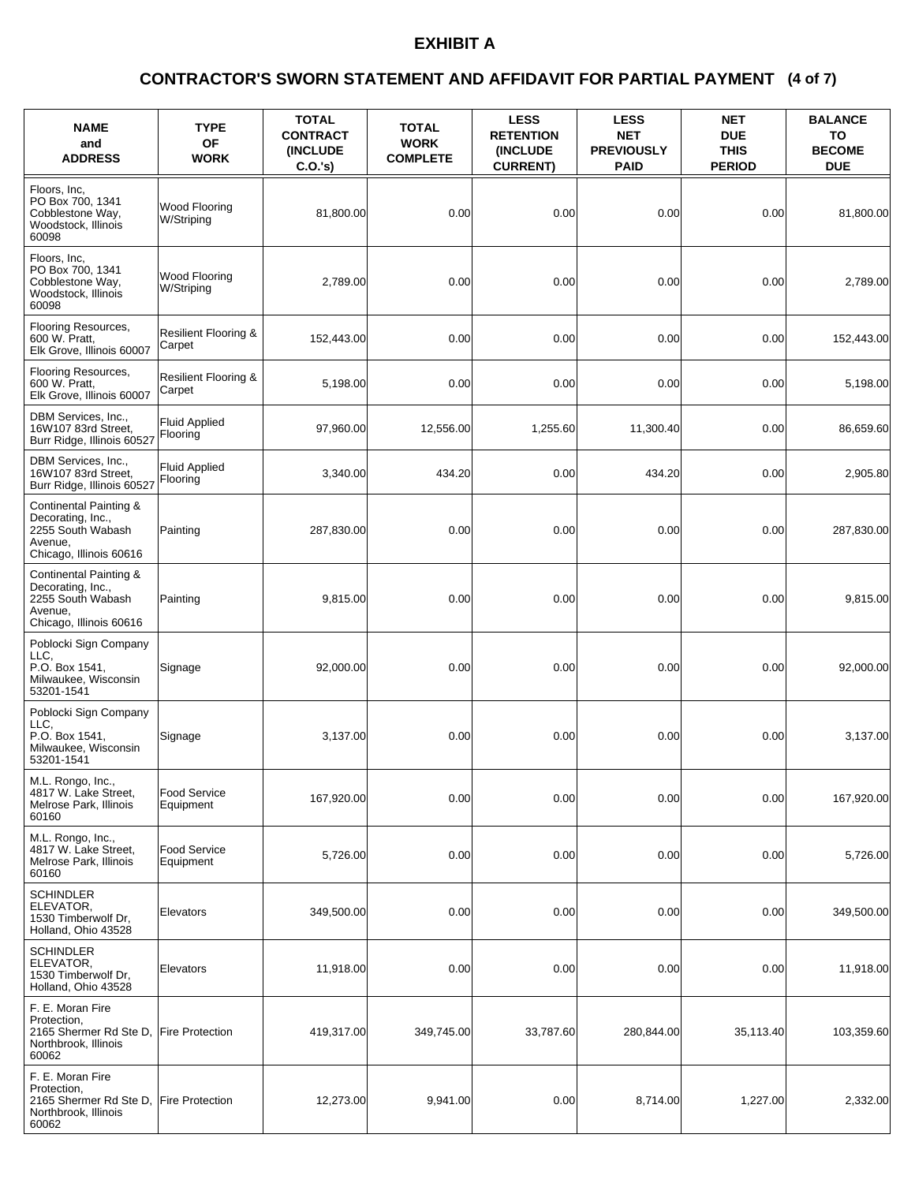# EXHIBIT A

## CONTRACTOR'S SWORN STATEMENT AND AFFIDAVIT FOR PARTIAL PAYMENT (4 of 7)

| NAME and ADDRESS | TYPE OF WORK | TOTAL CONTRACT (INCLUDE C.O.'s) | TOTAL WORK COMPLETE | LESS RETENTION (INCLUDE CURRENT) | LESS NET PREVIOUSLY PAID | NET DUE THIS PERIOD | BALANCE TO BECOME DUE |
|---|---|---|---|---|---|---|---|
| Floors, Inc, PO Box 700, 1341 Cobblestone Way, Woodstock, Illinois 60098 | Wood Flooring W/Striping | 81,800.00 | 0.00 | 0.00 | 0.00 | 0.00 | 81,800.00 |
| Floors, Inc, PO Box 700, 1341 Cobblestone Way, Woodstock, Illinois 60098 | Wood Flooring W/Striping | 2,789.00 | 0.00 | 0.00 | 0.00 | 0.00 | 2,789.00 |
| Flooring Resources, 600 W. Pratt, Elk Grove, Illinois 60007 | Resilient Flooring & Carpet | 152,443.00 | 0.00 | 0.00 | 0.00 | 0.00 | 152,443.00 |
| Flooring Resources, 600 W. Pratt, Elk Grove, Illinois 60007 | Resilient Flooring & Carpet | 5,198.00 | 0.00 | 0.00 | 0.00 | 0.00 | 5,198.00 |
| DBM Services, Inc., 16W107 83rd Street, Burr Ridge, Illinois 60527 | Fluid Applied Flooring | 97,960.00 | 12,556.00 | 1,255.60 | 11,300.40 | 0.00 | 86,659.60 |
| DBM Services, Inc., 16W107 83rd Street, Burr Ridge, Illinois 60527 | Fluid Applied Flooring | 3,340.00 | 434.20 | 0.00 | 434.20 | 0.00 | 2,905.80 |
| Continental Painting & Decorating, Inc., 2255 South Wabash Avenue, Chicago, Illinois 60616 | Painting | 287,830.00 | 0.00 | 0.00 | 0.00 | 0.00 | 287,830.00 |
| Continental Painting & Decorating, Inc., 2255 South Wabash Avenue, Chicago, Illinois 60616 | Painting | 9,815.00 | 0.00 | 0.00 | 0.00 | 0.00 | 9,815.00 |
| Poblocki Sign Company LLC, P.O. Box 1541, Milwaukee, Wisconsin 53201-1541 | Signage | 92,000.00 | 0.00 | 0.00 | 0.00 | 0.00 | 92,000.00 |
| Poblocki Sign Company LLC, P.O. Box 1541, Milwaukee, Wisconsin 53201-1541 | Signage | 3,137.00 | 0.00 | 0.00 | 0.00 | 0.00 | 3,137.00 |
| M.L. Rongo, Inc., 4817 W. Lake Street, Melrose Park, Illinois 60160 | Food Service Equipment | 167,920.00 | 0.00 | 0.00 | 0.00 | 0.00 | 167,920.00 |
| M.L. Rongo, Inc., 4817 W. Lake Street, Melrose Park, Illinois 60160 | Food Service Equipment | 5,726.00 | 0.00 | 0.00 | 0.00 | 0.00 | 5,726.00 |
| SCHINDLER ELEVATOR, 1530 Timberwolf Dr, Holland, Ohio 43528 | Elevators | 349,500.00 | 0.00 | 0.00 | 0.00 | 0.00 | 349,500.00 |
| SCHINDLER ELEVATOR, 1530 Timberwolf Dr, Holland, Ohio 43528 | Elevators | 11,918.00 | 0.00 | 0.00 | 0.00 | 0.00 | 11,918.00 |
| F. E. Moran Fire Protection, 2165 Shermer Rd Ste D, Northbrook, Illinois 60062 | Fire Protection | 419,317.00 | 349,745.00 | 33,787.60 | 280,844.00 | 35,113.40 | 103,359.60 |
| F. E. Moran Fire Protection, 2165 Shermer Rd Ste D, Northbrook, Illinois 60062 | Fire Protection | 12,273.00 | 9,941.00 | 0.00 | 8,714.00 | 1,227.00 | 2,332.00 |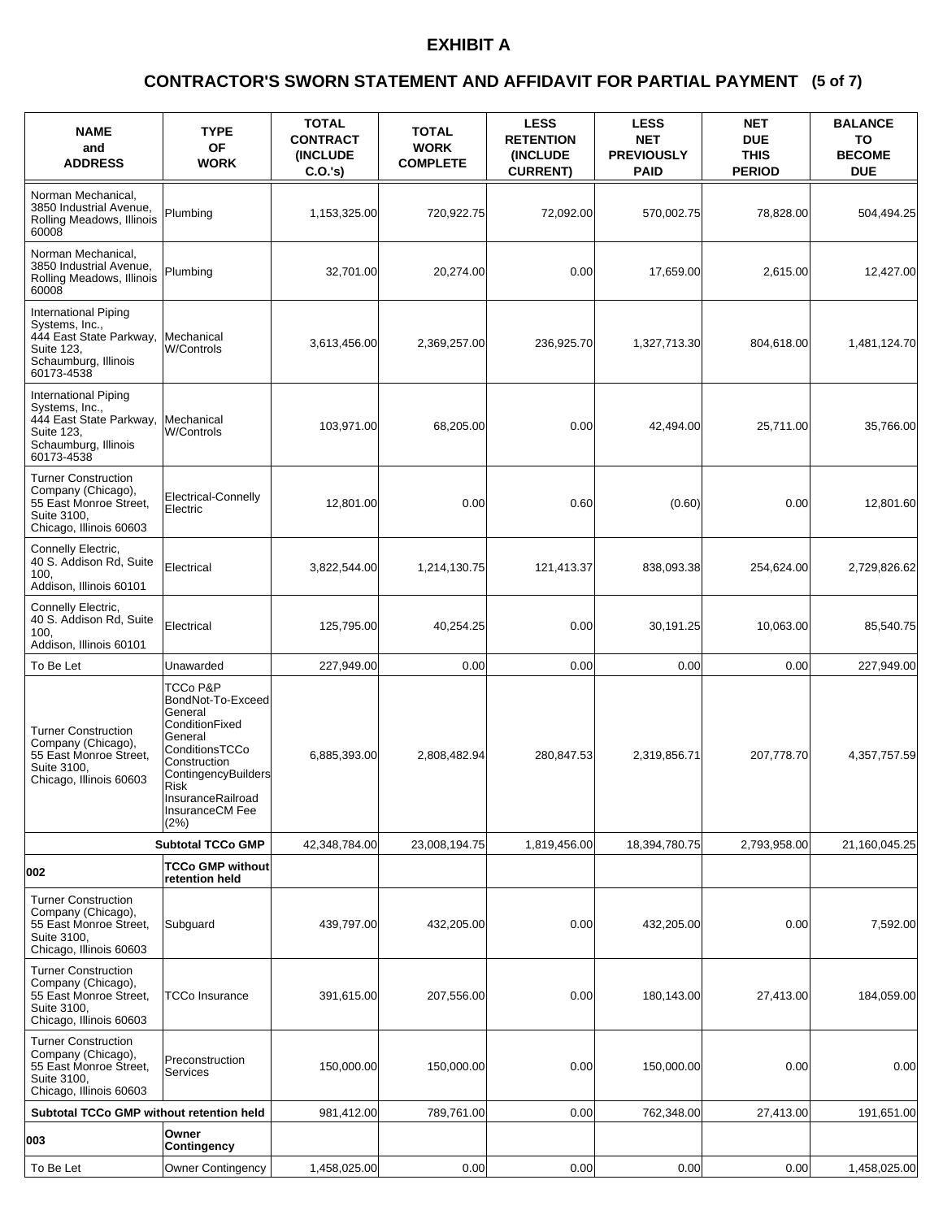# EXHIBIT A

## CONTRACTOR'S SWORN STATEMENT AND AFFIDAVIT FOR PARTIAL PAYMENT (5 of 7)

| NAME and ADDRESS | TYPE OF WORK | TOTAL CONTRACT (INCLUDE C.O.'s) | TOTAL WORK COMPLETE | LESS RETENTION (INCLUDE CURRENT) | LESS NET PREVIOUSLY PAID | NET DUE THIS PERIOD | BALANCE TO BECOME DUE |
|---|---|---|---|---|---|---|---|
| Norman Mechanical, 3850 Industrial Avenue, Rolling Meadows, Illinois 60008 | Plumbing | 1,153,325.00 | 720,922.75 | 72,092.00 | 570,002.75 | 78,828.00 | 504,494.25 |
| Norman Mechanical, 3850 Industrial Avenue, Rolling Meadows, Illinois 60008 | Plumbing | 32,701.00 | 20,274.00 | 0.00 | 17,659.00 | 2,615.00 | 12,427.00 |
| International Piping Systems, Inc., 444 East State Parkway, Suite 123, Schaumburg, Illinois 60173-4538 | Mechanical W/Controls | 3,613,456.00 | 2,369,257.00 | 236,925.70 | 1,327,713.30 | 804,618.00 | 1,481,124.70 |
| International Piping Systems, Inc., 444 East State Parkway, Suite 123, Schaumburg, Illinois 60173-4538 | Mechanical W/Controls | 103,971.00 | 68,205.00 | 0.00 | 42,494.00 | 25,711.00 | 35,766.00 |
| Turner Construction Company (Chicago), 55 East Monroe Street, Suite 3100, Chicago, Illinois 60603 | Electrical-Connelly Electric | 12,801.00 | 0.00 | 0.60 | (0.60) | 0.00 | 12,801.60 |
| Connelly Electric, 40 S. Addison Rd, Suite 100, Addison, Illinois 60101 | Electrical | 3,822,544.00 | 1,214,130.75 | 121,413.37 | 838,093.38 | 254,624.00 | 2,729,826.62 |
| Connelly Electric, 40 S. Addison Rd, Suite 100, Addison, Illinois 60101 | Electrical | 125,795.00 | 40,254.25 | 0.00 | 30,191.25 | 10,063.00 | 85,540.75 |
| To Be Let | Unawarded | 227,949.00 | 0.00 | 0.00 | 0.00 | 0.00 | 227,949.00 |
| Turner Construction Company (Chicago), 55 East Monroe Street, Suite 3100, Chicago, Illinois 60603 | TCCo P&P BondNot-To-Exceed General ConditionFixed General ConditionsTCCo Construction ContingencyBuilders Risk InsuranceRailroad InsuranceCM Fee (2%) | 6,885,393.00 | 2,808,482.94 | 280,847.53 | 2,319,856.71 | 207,778.70 | 4,357,757.59 |
| | **Subtotal TCCo GMP** | 42,348,784.00 | 23,008,194.75 | 1,819,456.00 | 18,394,780.75 | 2,793,958.00 | 21,160,045.25 |
| **002** | **TCCo GMP without retention held** | | | | | | |
| Turner Construction Company (Chicago), 55 East Monroe Street, Suite 3100, Chicago, Illinois 60603 | Subguard | 439,797.00 | 432,205.00 | 0.00 | 432,205.00 | 0.00 | 7,592.00 |
| Turner Construction Company (Chicago), 55 East Monroe Street, Suite 3100, Chicago, Illinois 60603 | TCCo Insurance | 391,615.00 | 207,556.00 | 0.00 | 180,143.00 | 27,413.00 | 184,059.00 |
| Turner Construction Company (Chicago), 55 East Monroe Street, Suite 3100, Chicago, Illinois 60603 | Preconstruction Services | 150,000.00 | 150,000.00 | 0.00 | 150,000.00 | 0.00 | 0.00 |
| **Subtotal TCCo GMP without retention held** | | 981,412.00 | 789,761.00 | 0.00 | 762,348.00 | 27,413.00 | 191,651.00 |
| **003** | **Owner Contingency** | | | | | | |
| To Be Let | Owner Contingency | 1,458,025.00 | 0.00 | 0.00 | 0.00 | 0.00 | 1,458,025.00 |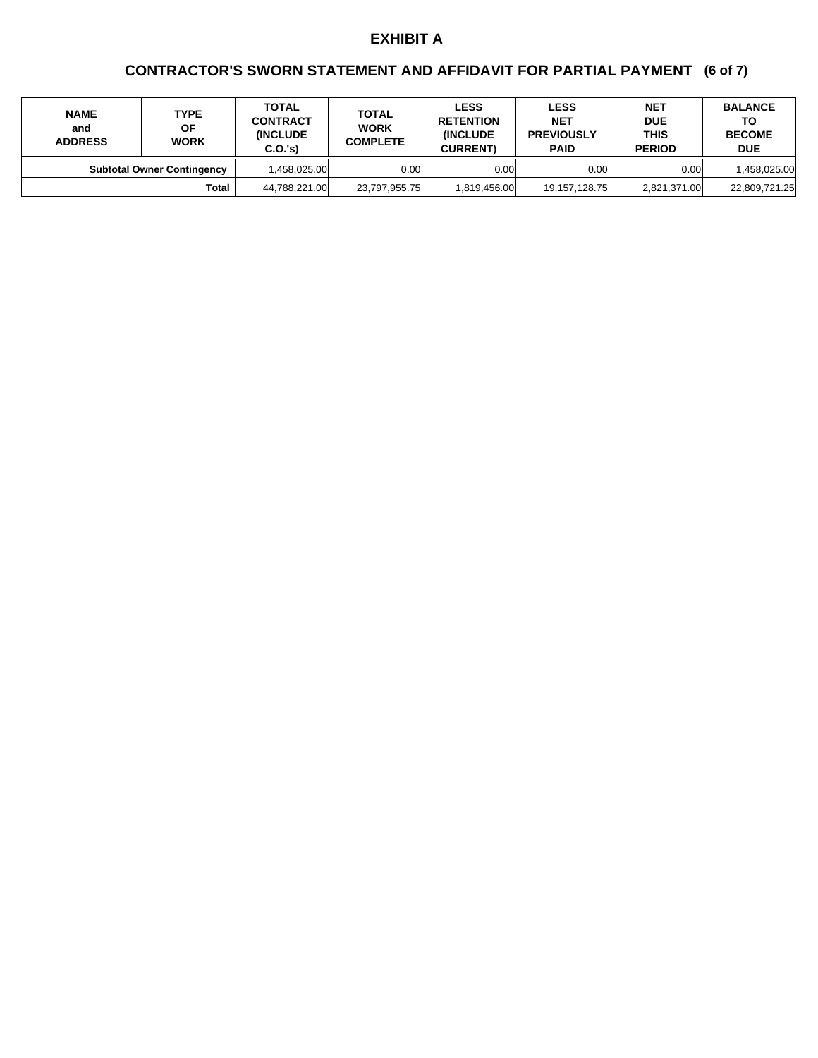# EXHIBIT A

## CONTRACTOR'S SWORN STATEMENT AND AFFIDAVIT FOR PARTIAL PAYMENT (6 of 7)

| NAME and ADDRESS | TYPE OF WORK | TOTAL CONTRACT (INCLUDE C.O.'s) | TOTAL WORK COMPLETE | LESS RETENTION (INCLUDE CURRENT) | LESS NET PREVIOUSLY PAID | NET DUE THIS PERIOD | BALANCE TO BECOME DUE |
|---|---|---|---|---|---|---|---|
| Subtotal Owner Contingency | | 1,458,025.00 | 0.00 | 0.00 | 0.00 | 0.00 | 1,458,025.00 |
| Total | | 44,788,221.00 | 23,797,955.75 | 1,819,456.00 | 19,157,128.75 | 2,821,371.00 | 22,809,721.25 |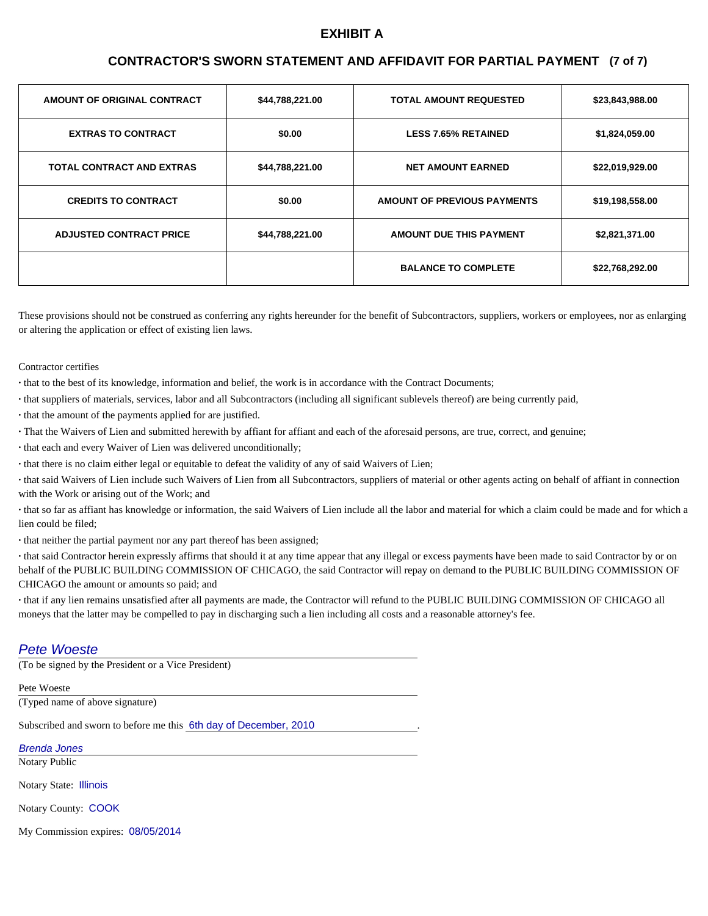# EXHIBIT A

## CONTRACTOR'S SWORN STATEMENT AND AFFIDAVIT FOR PARTIAL PAYMENT (7 of 7)

| | | | |
|---|---|---|---|
| **AMOUNT OF ORIGINAL CONTRACT** | **$44,788,221.00** | **TOTAL AMOUNT REQUESTED** | **$23,843,988.00** |
| **EXTRAS TO CONTRACT** | **$0.00** | **LESS 7.65% RETAINED** | **$1,824,059.00** |
| **TOTAL CONTRACT AND EXTRAS** | **$44,788,221.00** | **NET AMOUNT EARNED** | **$22,019,929.00** |
| **CREDITS TO CONTRACT** | **$0.00** | **AMOUNT OF PREVIOUS PAYMENTS** | **$19,198,558.00** |
| **ADJUSTED CONTRACT PRICE** | **$44,788,221.00** | **AMOUNT DUE THIS PAYMENT** | **$2,821,371.00** |
| | | **BALANCE TO COMPLETE** | **$22,768,292.00** |

These provisions should not be construed as conferring any rights hereunder for the benefit of Subcontractors, suppliers, workers or employees, nor as enlarging or altering the application or effect of existing lien laws.

Contractor certifies

- that to the best of its knowledge, information and belief, the work is in accordance with the Contract Documents;
- that suppliers of materials, services, labor and all Subcontractors (including all significant sublevels thereof) are being currently paid,
- that the amount of the payments applied for are justified.
- That the Waivers of Lien and submitted herewith by affiant for affiant and each of the aforesaid persons, are true, correct, and genuine;
- that each and every Waiver of Lien was delivered unconditionally;
- that there is no claim either legal or equitable to defeat the validity of any of said Waivers of Lien;
- that said Waivers of Lien include such Waivers of Lien from all Subcontractors, suppliers of material or other agents acting on behalf of affiant in connection with the Work or arising out of the Work; and
- that so far as affiant has knowledge or information, the said Waivers of Lien include all the labor and material for which a claim could be made and for which a lien could be filed;
- that neither the partial payment nor any part thereof has been assigned;
- that said Contractor herein expressly affirms that should it at any time appear that any illegal or excess payments have been made to said Contractor by or on behalf of the PUBLIC BUILDING COMMISSION OF CHICAGO, the said Contractor will repay on demand to the PUBLIC BUILDING COMMISSION OF CHICAGO the amount or amounts so paid; and
- that if any lien remains unsatisfied after all payments are made, the Contractor will refund to the PUBLIC BUILDING COMMISSION OF CHICAGO all moneys that the latter may be compelled to pay in discharging such a lien including all costs and a reasonable attorney's fee.

*Pete Woeste*
(To be signed by the President or a Vice President)

Pete Woeste
(Typed name of above signature)

Subscribed and sworn to before me this 6th day of December, 2010.

*Brenda Jones*
Notary Public

Notary State: Illinois

Notary County: COOK

My Commission expires: 08/05/2014